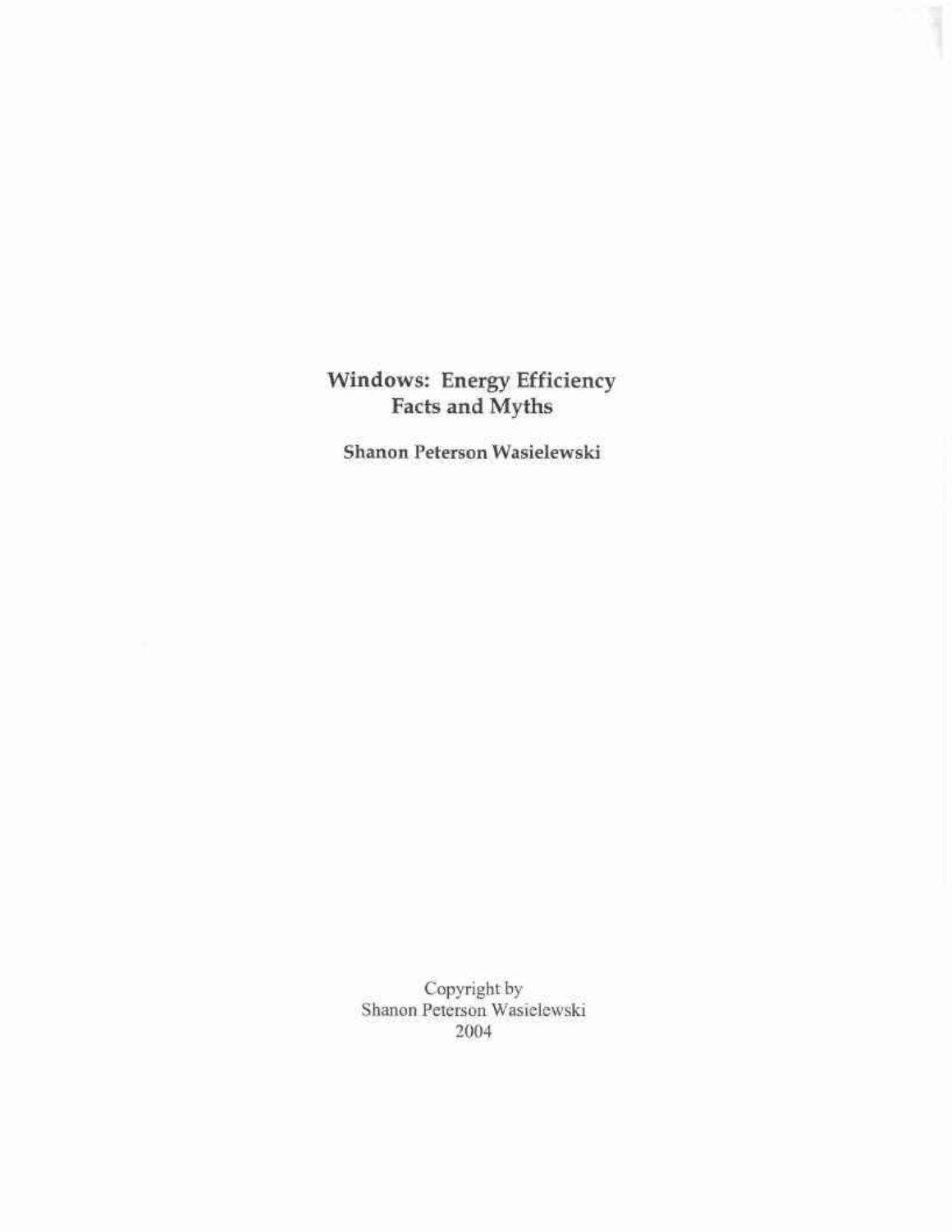# Windows: Energy Efficiency Facts and Myths

**Shanon Peterson Wasielewski**

Copyright by
Shanon Peterson Wasielewski
2004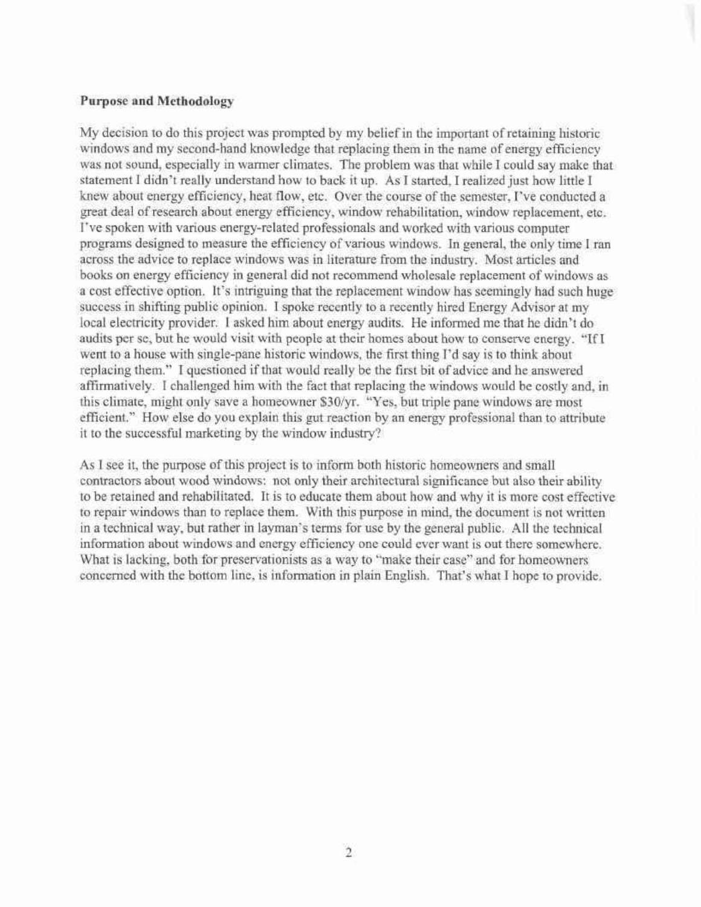**Purpose and Methodology**

My decision to do this project was prompted by my belief in the important of retaining historic windows and my second-hand knowledge that replacing them in the name of energy efficiency was not sound, especially in warmer climates. The problem was that while I could say make that statement I didn't really understand how to back it up. As I started, I realized just how little I knew about energy efficiency, heat flow, etc. Over the course of the semester, I've conducted a great deal of research about energy efficiency, window rehabilitation, window replacement, etc. I've spoken with various energy-related professionals and worked with various computer programs designed to measure the efficiency of various windows. In general, the only time I ran across the advice to replace windows was in literature from the industry. Most articles and books on energy efficiency in general did not recommend wholesale replacement of windows as a cost effective option. It's intriguing that the replacement window has seemingly had such huge success in shifting public opinion. I spoke recently to a recently hired Energy Advisor at my local electricity provider. I asked him about energy audits. He informed me that he didn't do audits per se, but he would visit with people at their homes about how to conserve energy. "If I went to a house with single-pane historic windows, the first thing I'd say is to think about replacing them." I questioned if that would really be the first bit of advice and he answered affirmatively. I challenged him with the fact that replacing the windows would be costly and, in this climate, might only save a homeowner $30/yr. "Yes, but triple pane windows are most efficient." How else do you explain this gut reaction by an energy professional than to attribute it to the successful marketing by the window industry?

As I see it, the purpose of this project is to inform both historic homeowners and small contractors about wood windows: not only their architectural significance but also their ability to be retained and rehabilitated. It is to educate them about how and why it is more cost effective to repair windows than to replace them. With this purpose in mind, the document is not written in a technical way, but rather in layman's terms for use by the general public. All the technical information about windows and energy efficiency one could ever want is out there somewhere. What is lacking, both for preservationists as a way to "make their case" and for homeowners concerned with the bottom line, is information in plain English. That's what I hope to provide.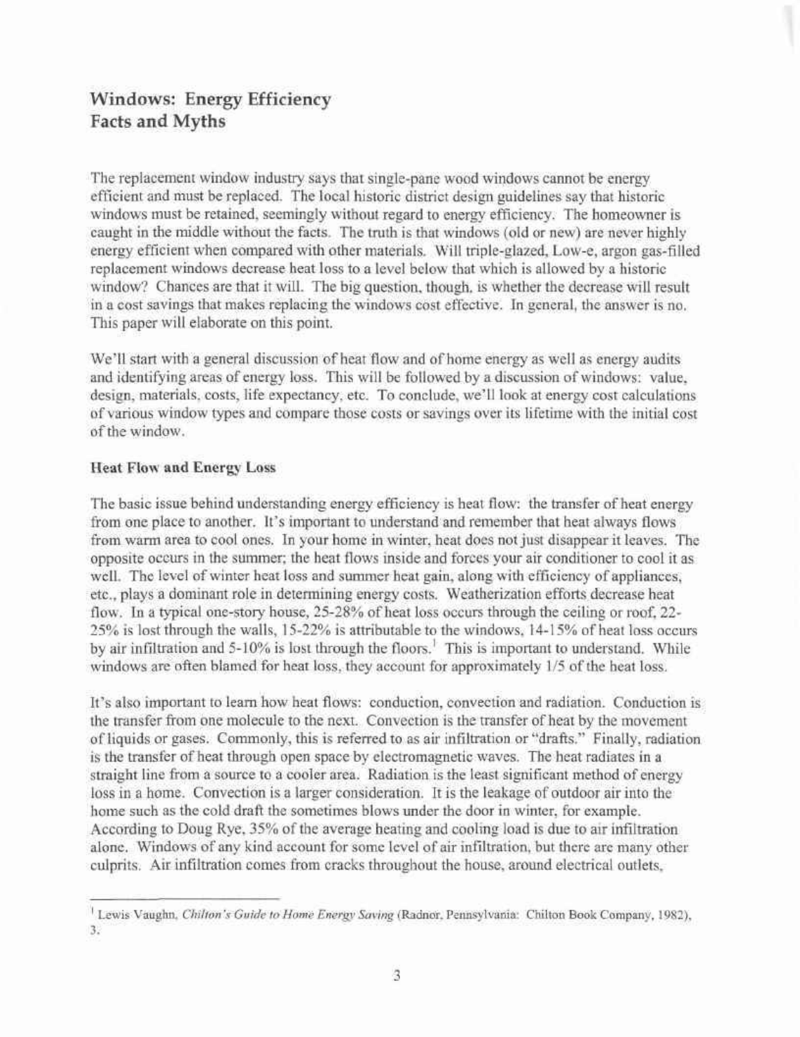## Windows: Energy Efficiency Facts and Myths

The replacement window industry says that single-pane wood windows cannot be energy efficient and must be replaced. The local historic district design guidelines say that historic windows must be retained, seemingly without regard to energy efficiency. The homeowner is caught in the middle without the facts. The truth is that windows (old or new) are never highly energy efficient when compared with other materials. Will triple-glazed, Low-e, argon gas-filled replacement windows decrease heat loss to a level below that which is allowed by a historic window? Chances are that it will. The big question, though, is whether the decrease will result in a cost savings that makes replacing the windows cost effective. In general, the answer is no. This paper will elaborate on this point.

We'll start with a general discussion of heat flow and of home energy as well as energy audits and identifying areas of energy loss. This will be followed by a discussion of windows: value, design, materials, costs, life expectancy, etc. To conclude, we'll look at energy cost calculations of various window types and compare those costs or savings over its lifetime with the initial cost of the window.

**Heat Flow and Energy Loss**

The basic issue behind understanding energy efficiency is heat flow: the transfer of heat energy from one place to another. It's important to understand and remember that heat always flows from warm area to cool ones. In your home in winter, heat does not just disappear it leaves. The opposite occurs in the summer; the heat flows inside and forces your air conditioner to cool it as well. The level of winter heat loss and summer heat gain, along with efficiency of appliances, etc., plays a dominant role in determining energy costs. Weatherization efforts decrease heat flow. In a typical one-story house, 25-28% of heat loss occurs through the ceiling or roof, 22-25% is lost through the walls, 15-22% is attributable to the windows, 14-15% of heat loss occurs by air infiltration and 5-10% is lost through the floors.[1] This is important to understand. While windows are often blamed for heat loss, they account for approximately 1/5 of the heat loss.

It's also important to learn how heat flows: conduction, convection and radiation. Conduction is the transfer from one molecule to the next. Convection is the transfer of heat by the movement of liquids or gases. Commonly, this is referred to as air infiltration or "drafts." Finally, radiation is the transfer of heat through open space by electromagnetic waves. The heat radiates in a straight line from a source to a cooler area. Radiation is the least significant method of energy loss in a home. Convection is a larger consideration. It is the leakage of outdoor air into the home such as the cold draft the sometimes blows under the door in winter, for example. According to Doug Rye, 35% of the average heating and cooling load is due to air infiltration alone. Windows of any kind account for some level of air infiltration, but there are many other culprits. Air infiltration comes from cracks throughout the house, around electrical outlets,

---

[1] Lewis Vaughn, *Chilton's Guide to Home Energy Saving* (Radnor, Pennsylvania: Chilton Book Company, 1982), 3.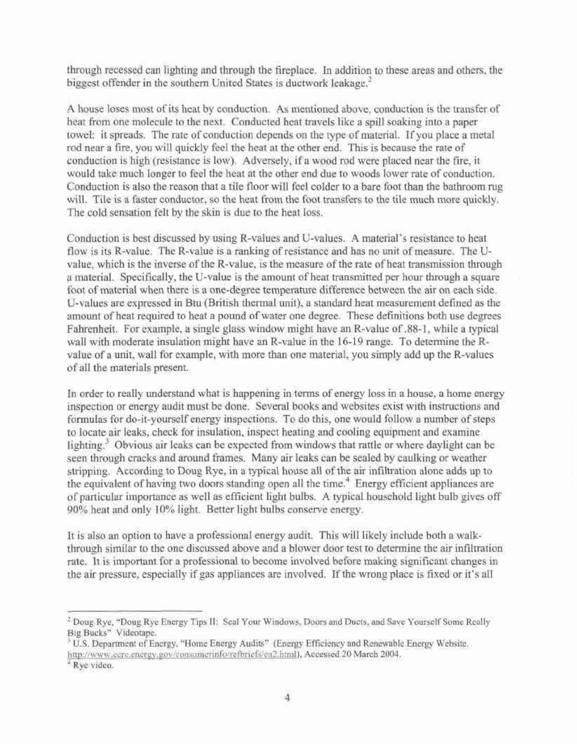through recessed can lighting and through the fireplace. In addition to these areas and others, the biggest offender in the southern United States is ductwork leakage.[2]

A house loses most of its heat by conduction. As mentioned above, conduction is the transfer of heat from one molecule to the next. Conducted heat travels like a spill soaking into a paper towel: it spreads. The rate of conduction depends on the type of material. If you place a metal rod near a fire, you will quickly feel the heat at the other end. This is because the rate of conduction is high (resistance is low). Adversely, if a wood rod were placed near the fire, it would take much longer to feel the heat at the other end due to woods lower rate of conduction. Conduction is also the reason that a tile floor will feel colder to a bare foot than the bathroom rug will. Tile is a faster conductor, so the heat from the foot transfers to the tile much more quickly. The cold sensation felt by the skin is due to the heat loss.

Conduction is best discussed by using R-values and U-values. A material's resistance to heat flow is its R-value. The R-value is a ranking of resistance and has no unit of measure. The U-value, which is the inverse of the R-value, is the measure of the rate of heat transmission through a material. Specifically, the U-value is the amount of heat transmitted per hour through a square foot of material when there is a one-degree temperature difference between the air on each side. U-values are expressed in Btu (British thermal unit), a standard heat measurement defined as the amount of heat required to heat a pound of water one degree. These definitions both use degrees Fahrenheit. For example, a single glass window might have an R-value of .88-1, while a typical wall with moderate insulation might have an R-value in the 16-19 range. To determine the R-value of a unit, wall for example, with more than one material, you simply add up the R-values of all the materials present.

In order to really understand what is happening in terms of energy loss in a house, a home energy inspection or energy audit must be done. Several books and websites exist with instructions and formulas for do-it-yourself energy inspections. To do this, one would follow a number of steps to locate air leaks, check for insulation, inspect heating and cooling equipment and examine lighting.[3] Obvious air leaks can be expected from windows that rattle or where daylight can be seen through cracks and around frames. Many air leaks can be sealed by caulking or weather stripping. According to Doug Rye, in a typical house all of the air infiltration alone adds up to the equivalent of having two doors standing open all the time.[4] Energy efficient appliances are of particular importance as well as efficient light bulbs. A typical household light bulb gives off 90% heat and only 10% light. Better light bulbs conserve energy.

It is also an option to have a professional energy audit. This will likely include both a walk-through similar to the one discussed above and a blower door test to determine the air infiltration rate. It is important for a professional to become involved before making significant changes in the air pressure, especially if gas appliances are involved. If the wrong place is fixed or it's all

---

[2] Doug Rye, "Doug Rye Energy Tips II: Seal Your Windows, Doors and Ducts, and Save Yourself Some Really Big Bucks" Videotape.

[3] U.S. Department of Energy, "Home Energy Audits" (Energy Efficiency and Renewable Energy Website. http://www.eere.energy.gov/consumerinfo/refbriefs/ea2.html), Accessed 20 March 2004.

[4] Rye video.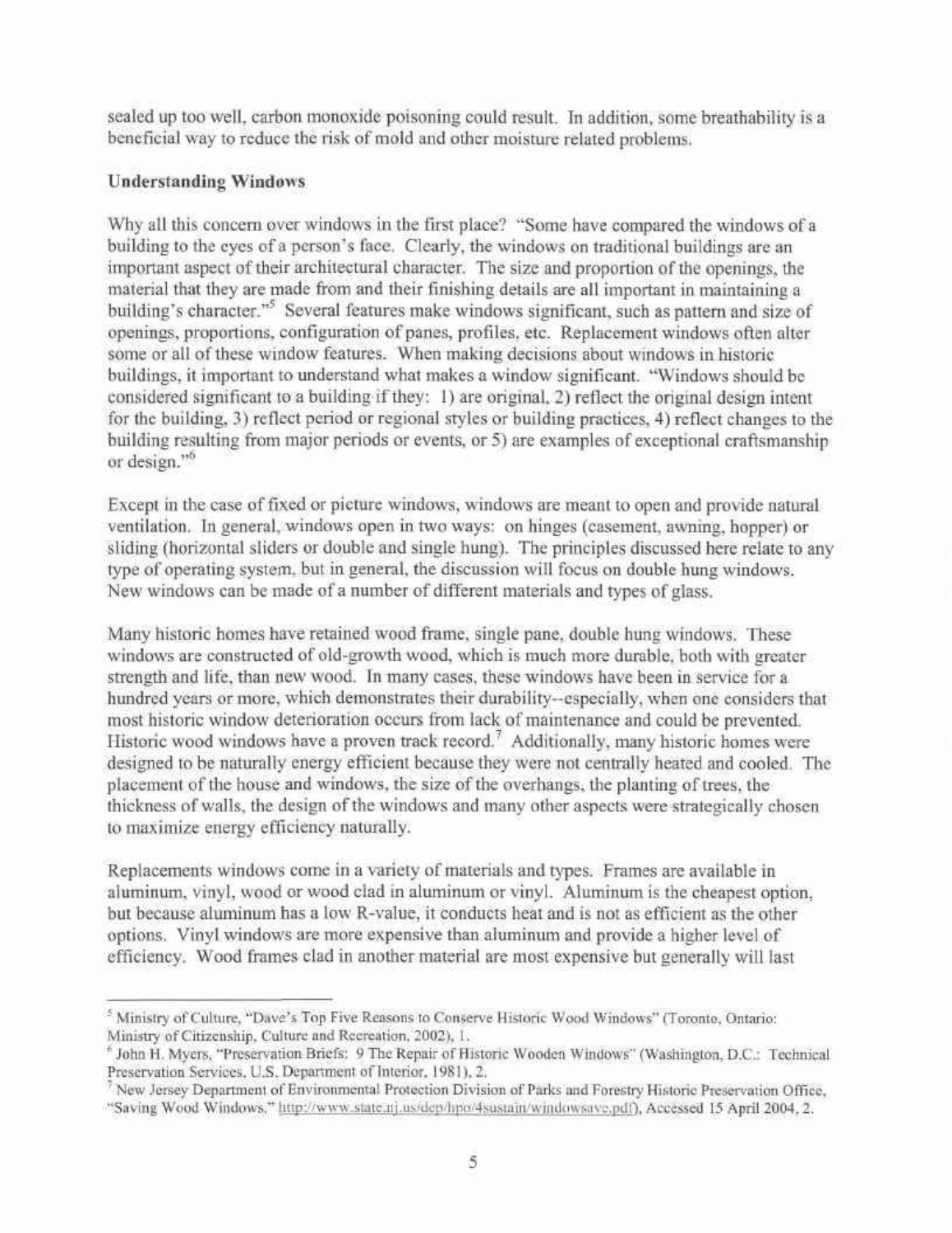sealed up too well, carbon monoxide poisoning could result. In addition, some breathability is a beneficial way to reduce the risk of mold and other moisture related problems.

**Understanding Windows**

Why all this concern over windows in the first place? "Some have compared the windows of a building to the eyes of a person's face. Clearly, the windows on traditional buildings are an important aspect of their architectural character. The size and proportion of the openings, the material that they are made from and their finishing details are all important in maintaining a building's character."[5] Several features make windows significant, such as pattern and size of openings, proportions, configuration of panes, profiles, etc. Replacement windows often alter some or all of these window features. When making decisions about windows in historic buildings, it important to understand what makes a window significant. "Windows should be considered significant to a building if they: 1) are original, 2) reflect the original design intent for the building, 3) reflect period or regional styles or building practices, 4) reflect changes to the building resulting from major periods or events, or 5) are examples of exceptional craftsmanship or design."[6]

Except in the case of fixed or picture windows, windows are meant to open and provide natural ventilation. In general, windows open in two ways: on hinges (casement, awning, hopper) or sliding (horizontal sliders or double and single hung). The principles discussed here relate to any type of operating system, but in general, the discussion will focus on double hung windows. New windows can be made of a number of different materials and types of glass.

Many historic homes have retained wood frame, single pane, double hung windows. These windows are constructed of old-growth wood, which is much more durable, both with greater strength and life, than new wood. In many cases, these windows have been in service for a hundred years or more, which demonstrates their durability--especially, when one considers that most historic window deterioration occurs from lack of maintenance and could be prevented. Historic wood windows have a proven track record.[7] Additionally, many historic homes were designed to be naturally energy efficient because they were not centrally heated and cooled. The placement of the house and windows, the size of the overhangs, the planting of trees, the thickness of walls, the design of the windows and many other aspects were strategically chosen to maximize energy efficiency naturally.

Replacements windows come in a variety of materials and types. Frames are available in aluminum, vinyl, wood or wood clad in aluminum or vinyl. Aluminum is the cheapest option, but because aluminum has a low R-value, it conducts heat and is not as efficient as the other options. Vinyl windows are more expensive than aluminum and provide a higher level of efficiency. Wood frames clad in another material are most expensive but generally will last

---

[5] Ministry of Culture, "Dave's Top Five Reasons to Conserve Historic Wood Windows" (Toronto, Ontario: Ministry of Citizenship, Culture and Recreation, 2002), 1.

[6] John H. Myers, "Preservation Briefs: 9 The Repair of Historic Wooden Windows" (Washington, D.C.: Technical Preservation Services, U.S. Department of Interior, 1981), 2.

[7] New Jersey Department of Environmental Protection Division of Parks and Forestry Historic Preservation Office, "Saving Wood Windows," http://www.state.nj.us/dep/hpo/4sustain/windowsave.pdf), Accessed 15 April 2004, 2.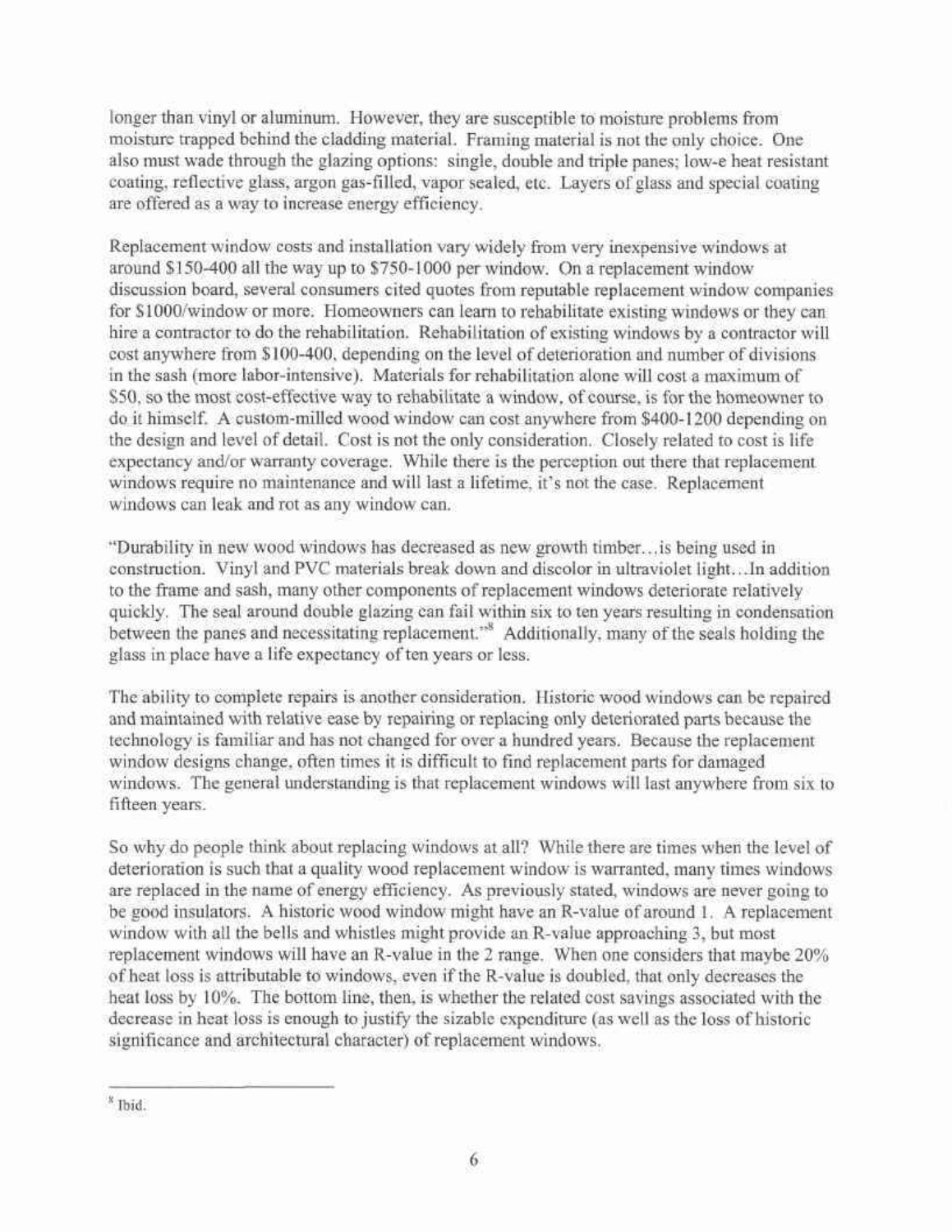longer than vinyl or aluminum. However, they are susceptible to moisture problems from moisture trapped behind the cladding material. Framing material is not the only choice. One also must wade through the glazing options: single, double and triple panes; low-e heat resistant coating, reflective glass, argon gas-filled, vapor sealed, etc. Layers of glass and special coating are offered as a way to increase energy efficiency.

Replacement window costs and installation vary widely from very inexpensive windows at around $150-400 all the way up to $750-1000 per window. On a replacement window discussion board, several consumers cited quotes from reputable replacement window companies for $1000/window or more. Homeowners can learn to rehabilitate existing windows or they can hire a contractor to do the rehabilitation. Rehabilitation of existing windows by a contractor will cost anywhere from $100-400, depending on the level of deterioration and number of divisions in the sash (more labor-intensive). Materials for rehabilitation alone will cost a maximum of $50, so the most cost-effective way to rehabilitate a window, of course, is for the homeowner to do it himself. A custom-milled wood window can cost anywhere from $400-1200 depending on the design and level of detail. Cost is not the only consideration. Closely related to cost is life expectancy and/or warranty coverage. While there is the perception out there that replacement windows require no maintenance and will last a lifetime, it's not the case. Replacement windows can leak and rot as any window can.

"Durability in new wood windows has decreased as new growth timber…is being used in construction. Vinyl and PVC materials break down and discolor in ultraviolet light…In addition to the frame and sash, many other components of replacement windows deteriorate relatively quickly. The seal around double glazing can fail within six to ten years resulting in condensation between the panes and necessitating replacement."[8] Additionally, many of the seals holding the glass in place have a life expectancy of ten years or less.

The ability to complete repairs is another consideration. Historic wood windows can be repaired and maintained with relative ease by repairing or replacing only deteriorated parts because the technology is familiar and has not changed for over a hundred years. Because the replacement window designs change, often times it is difficult to find replacement parts for damaged windows. The general understanding is that replacement windows will last anywhere from six to fifteen years.

So why do people think about replacing windows at all? While there are times when the level of deterioration is such that a quality wood replacement window is warranted, many times windows are replaced in the name of energy efficiency. As previously stated, windows are never going to be good insulators. A historic wood window might have an R-value of around 1. A replacement window with all the bells and whistles might provide an R-value approaching 3, but most replacement windows will have an R-value in the 2 range. When one considers that maybe 20% of heat loss is attributable to windows, even if the R-value is doubled, that only decreases the heat loss by 10%. The bottom line, then, is whether the related cost savings associated with the decrease in heat loss is enough to justify the sizable expenditure (as well as the loss of historic significance and architectural character) of replacement windows.

---

[8] Ibid.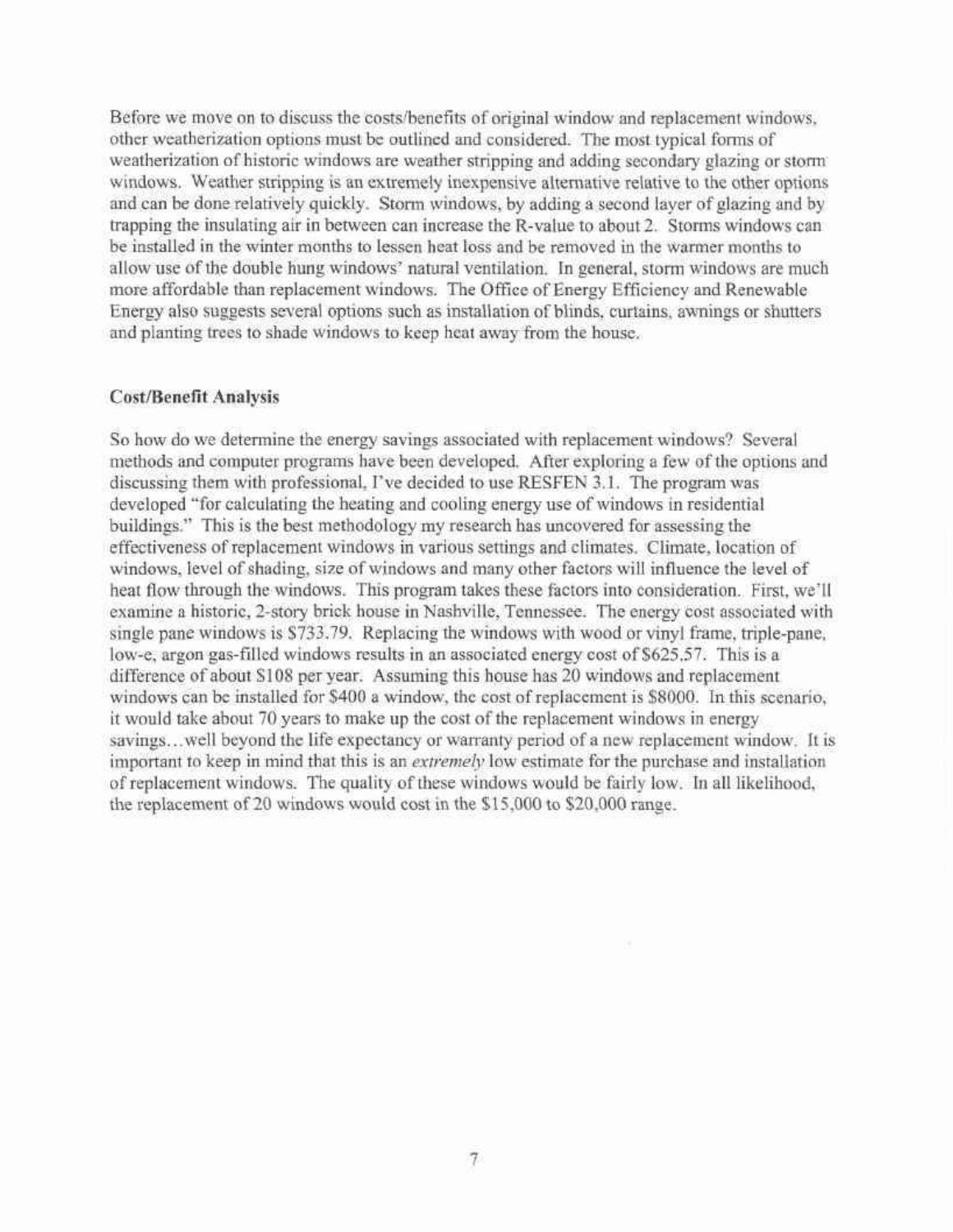Before we move on to discuss the costs/benefits of original window and replacement windows, other weatherization options must be outlined and considered. The most typical forms of weatherization of historic windows are weather stripping and adding secondary glazing or storm windows. Weather stripping is an extremely inexpensive alternative relative to the other options and can be done relatively quickly. Storm windows, by adding a second layer of glazing and by trapping the insulating air in between can increase the R-value to about 2. Storms windows can be installed in the winter months to lessen heat loss and be removed in the warmer months to allow use of the double hung windows' natural ventilation. In general, storm windows are much more affordable than replacement windows. The Office of Energy Efficiency and Renewable Energy also suggests several options such as installation of blinds, curtains, awnings or shutters and planting trees to shade windows to keep heat away from the house.

**Cost/Benefit Analysis**

So how do we determine the energy savings associated with replacement windows? Several methods and computer programs have been developed. After exploring a few of the options and discussing them with professional, I've decided to use RESFEN 3.1. The program was developed "for calculating the heating and cooling energy use of windows in residential buildings." This is the best methodology my research has uncovered for assessing the effectiveness of replacement windows in various settings and climates. Climate, location of windows, level of shading, size of windows and many other factors will influence the level of heat flow through the windows. This program takes these factors into consideration. First, we'll examine a historic, 2-story brick house in Nashville, Tennessee. The energy cost associated with single pane windows is $733.79. Replacing the windows with wood or vinyl frame, triple-pane, low-e, argon gas-filled windows results in an associated energy cost of $625.57. This is a difference of about $108 per year. Assuming this house has 20 windows and replacement windows can be installed for $400 a window, the cost of replacement is $8000. In this scenario, it would take about 70 years to make up the cost of the replacement windows in energy savings…well beyond the life expectancy or warranty period of a new replacement window. It is important to keep in mind that this is an *extremely* low estimate for the purchase and installation of replacement windows. The quality of these windows would be fairly low. In all likelihood, the replacement of 20 windows would cost in the $15,000 to $20,000 range.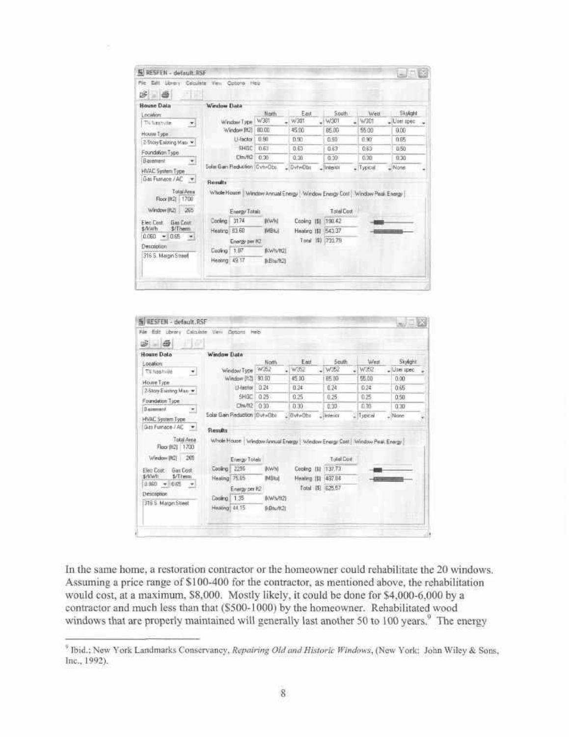**RESFEN - default.RSF**

| House Data | |
|---|---|
| Location | TN Nashville |
| House Type | 2-Story Existing Mas |
| Foundation Type | Basement |
| HVAC System Type | Gas Furnace / AC |
| Total Area Floor (ft2) | 1700 |
| Window (ft2) | 265 |
| Elec Cost $/kWh | 0.080 |
| Gas Cost $/Therm | 0.65 |
| Description | 316 S. Margin Street |

| Window Data | North | East | South | West | Skylight |
|---|---|---|---|---|---|
| Window Type | W301 | W301 | W301 | W301 | User spec |
| Window (ft2) | 80.00 | 45.00 | 85.00 | 55.00 | 0.00 |
| U-factor | 0.90 | 0.90 | 0.90 | 0.90 | 0.65 |
| SHGC | 0.63 | 0.63 | 0.63 | 0.63 | 0.50 |
| Cfm/ft2 | 0.30 | 0.30 | 0.30 | 0.30 | 0.30 |
| Solar Gain Reduction | Ovh+Obs | Ovh+Obs | Interior | Typical | None |

| Results (Whole House) | | | |
|---|---|---|---|
| Energy Totals: Cooling | 3174 (kWh) | Total Cost: Cooling ($) | 190.42 |
| Energy Totals: Heating | 83.60 (MBtu) | Total Cost: Heating ($) | 543.37 |
| Energy per ft2: Cooling | 1.87 (kWh/ft2) | Total ($) | 733.79 |
| Energy per ft2: Heating | 49.17 (kBtu/ft2) | | |

**RESFEN - default.RSF**

| House Data | |
|---|---|
| Location | TN Nashville |
| House Type | 2-Story Existing Mas |
| Foundation Type | Basement |
| HVAC System Type | Gas Furnace / AC |
| Total Area Floor (ft2) | 1700 |
| Window (ft2) | 265 |
| Elec Cost $/kWh | 0.060 |
| Gas Cost $/Therm | 0.65 |
| Description | 316 S. Margin Street |

| Window Data | North | East | South | West | Skylight |
|---|---|---|---|---|---|
| Window Type | W352 | W352 | W352 | W352 | User spec |
| Window (ft2) | 80.00 | 45.00 | 85.00 | 55.00 | 0.00 |
| U-factor | 0.24 | 0.24 | 0.24 | 0.24 | 0.65 |
| SHGC | 0.25 | 0.25 | 0.25 | 0.25 | 0.50 |
| Cfm/ft2 | 0.30 | 0.30 | 0.30 | 0.30 | 0.30 |
| Solar Gain Reduction | Ovh+Obs | Ovh+Obs | Interior | Typical | None |

| Results (Whole House) | | | |
|---|---|---|---|
| Energy Totals: Cooling | 2295 (kWh) | Total Cost: Cooling ($) | 137.73 |
| Energy Totals: Heating | 75.05 (MBtu) | Total Cost: Heating ($) | 487.84 |
| Energy per ft2: Cooling | 1.35 (kWh/ft2) | Total ($) | 625.57 |
| Energy per ft2: Heating | 44.15 (kBtu/ft2) | | |

In the same home, a restoration contractor or the homeowner could rehabilitate the 20 windows. Assuming a price range of $100-400 for the contractor, as mentioned above, the rehabilitation would cost, at a maximum, $8,000. Mostly likely, it could be done for $4,000-6,000 by a contractor and much less than that ($500-1000) by the homeowner. Rehabilitated wood windows that are properly maintained will generally last another 50 to 100 years.[9] The energy

---

[9] Ibid.; New York Landmarks Conservancy, *Repairing Old and Historic Windows*, (New York: John Wiley & Sons, Inc., 1992).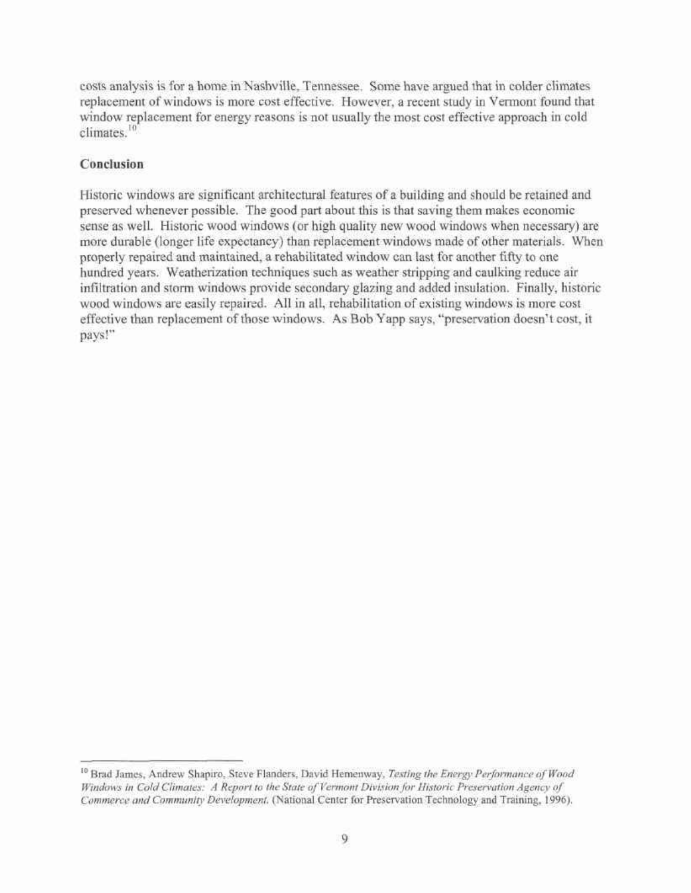costs analysis is for a home in Nashville, Tennessee. Some have argued that in colder climates replacement of windows is more cost effective. However, a recent study in Vermont found that window replacement for energy reasons is not usually the most cost effective approach in cold climates.[10]

### Conclusion

Historic windows are significant architectural features of a building and should be retained and preserved whenever possible. The good part about this is that saving them makes economic sense as well. Historic wood windows (or high quality new wood windows when necessary) are more durable (longer life expectancy) than replacement windows made of other materials. When properly repaired and maintained, a rehabilitated window can last for another fifty to one hundred years. Weatherization techniques such as weather stripping and caulking reduce air infiltration and storm windows provide secondary glazing and added insulation. Finally, historic wood windows are easily repaired. All in all, rehabilitation of existing windows is more cost effective than replacement of those windows. As Bob Yapp says, "preservation doesn't cost, it pays!"

---

[10] Brad James, Andrew Shapiro, Steve Flanders, David Hemenway, *Testing the Energy Performance of Wood Windows in Cold Climates: A Report to the State of Vermont Division for Historic Preservation Agency of Commerce and Community Development.* (National Center for Preservation Technology and Training, 1996).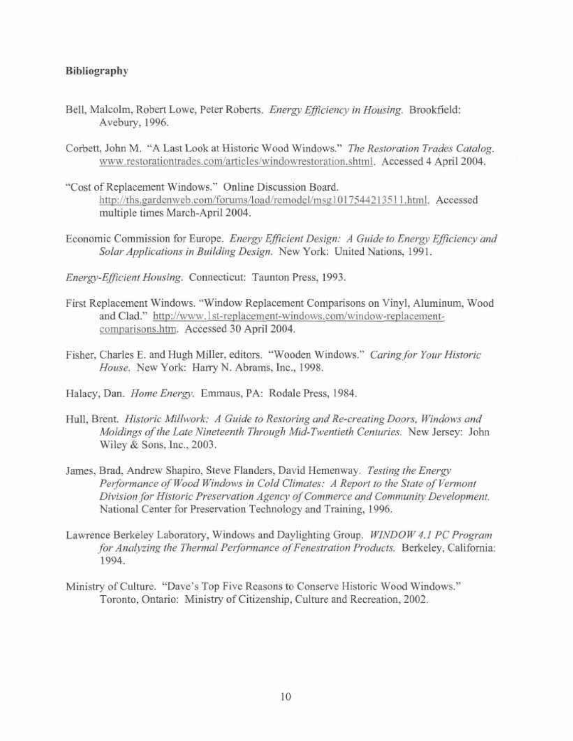**Bibliography**

Bell, Malcolm, Robert Lowe, Peter Roberts. *Energy Efficiency in Housing.* Brookfield: Avebury, 1996.

Corbett, John M. "A Last Look at Historic Wood Windows." *The Restoration Trades Catalog.* www.restorationtrades.com/articles/windowrestoration.shtml. Accessed 4 April 2004.

"Cost of Replacement Windows." Online Discussion Board. http://ths.gardenweb.com/forums/load/remodel/msg1017544213511.html. Accessed multiple times March-April 2004.

Economic Commission for Europe. *Energy Efficient Design: A Guide to Energy Efficiency and Solar Applications in Building Design.* New York: United Nations, 1991.

*Energy-Efficient Housing.* Connecticut: Taunton Press, 1993.

First Replacement Windows. "Window Replacement Comparisons on Vinyl, Aluminum, Wood and Clad." http://www.1st-replacement-windows.com/window-replacement-comparisons.htm. Accessed 30 April 2004.

Fisher, Charles E. and Hugh Miller, editors. "Wooden Windows." *Caring for Your Historic House.* New York: Harry N. Abrams, Inc., 1998.

Halacy, Dan. *Home Energy.* Emmaus, PA: Rodale Press, 1984.

Hull, Brent. *Historic Millwork: A Guide to Restoring and Re-creating Doors, Windows and Moldings of the Late Nineteenth Through Mid-Twentieth Centuries.* New Jersey: John Wiley & Sons, Inc., 2003.

James, Brad, Andrew Shapiro, Steve Flanders, David Hemenway. *Testing the Energy Performance of Wood Windows in Cold Climates: A Report to the State of Vermont Division for Historic Preservation Agency of Commerce and Community Development.* National Center for Preservation Technology and Training, 1996.

Lawrence Berkeley Laboratory, Windows and Daylighting Group. *WINDOW 4.1 PC Program for Analyzing the Thermal Performance of Fenestration Products.* Berkeley, California: 1994.

Ministry of Culture. "Dave's Top Five Reasons to Conserve Historic Wood Windows." Toronto, Ontario: Ministry of Citizenship, Culture and Recreation, 2002.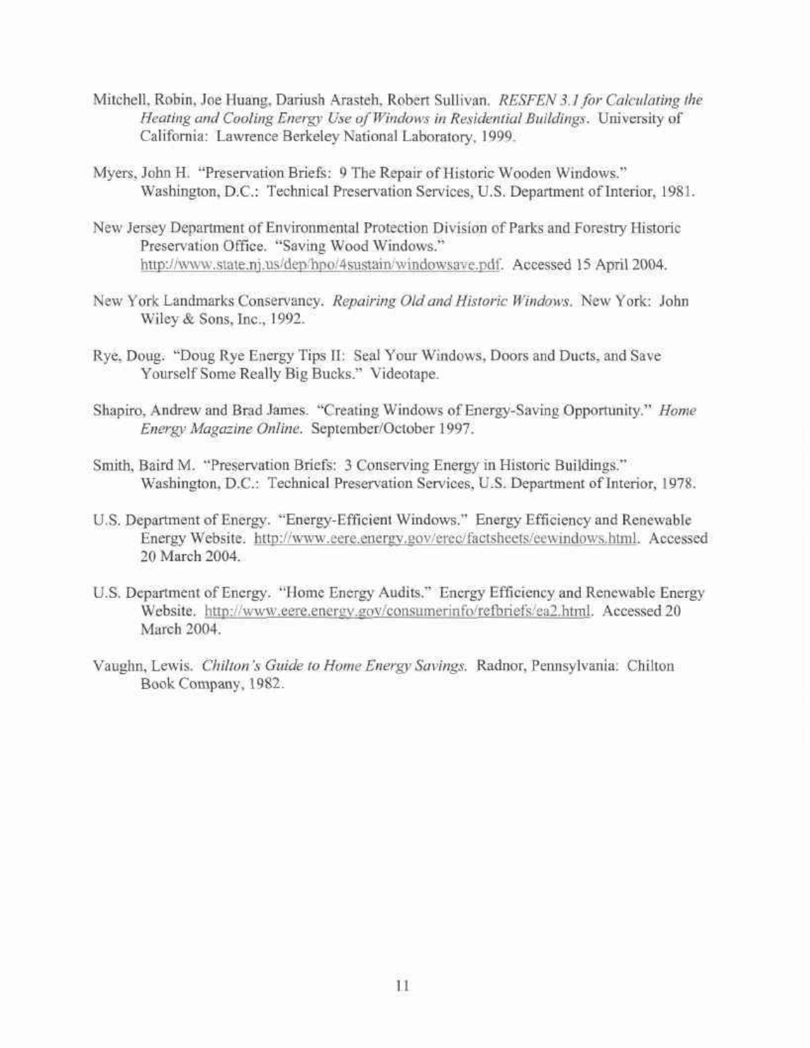Mitchell, Robin, Joe Huang, Dariush Arasteh, Robert Sullivan. *RESFEN 3.1 for Calculating the Heating and Cooling Energy Use of Windows in Residential Buildings*. University of California: Lawrence Berkeley National Laboratory, 1999.

Myers, John H. "Preservation Briefs: 9 The Repair of Historic Wooden Windows." Washington, D.C.: Technical Preservation Services, U.S. Department of Interior, 1981.

New Jersey Department of Environmental Protection Division of Parks and Forestry Historic Preservation Office. "Saving Wood Windows." http://www.state.nj.us/dep/hpo/4sustain/windowsave.pdf. Accessed 15 April 2004.

New York Landmarks Conservancy. *Repairing Old and Historic Windows*. New York: John Wiley & Sons, Inc., 1992.

Rye, Doug. "Doug Rye Energy Tips II: Seal Your Windows, Doors and Ducts, and Save Yourself Some Really Big Bucks." Videotape.

Shapiro, Andrew and Brad James. "Creating Windows of Energy-Saving Opportunity." *Home Energy Magazine Online*. September/October 1997.

Smith, Baird M. "Preservation Briefs: 3 Conserving Energy in Historic Buildings." Washington, D.C.: Technical Preservation Services, U.S. Department of Interior, 1978.

U.S. Department of Energy. "Energy-Efficient Windows." Energy Efficiency and Renewable Energy Website. http://www.eere.energy.gov/erec/factsheets/eewindows.html. Accessed 20 March 2004.

U.S. Department of Energy. "Home Energy Audits." Energy Efficiency and Renewable Energy Website. http://www.eere.energy.gov/consumerinfo/refbriefs/ea2.html. Accessed 20 March 2004.

Vaughn, Lewis. *Chilton's Guide to Home Energy Savings*. Radnor, Pennsylvania: Chilton Book Company, 1982.